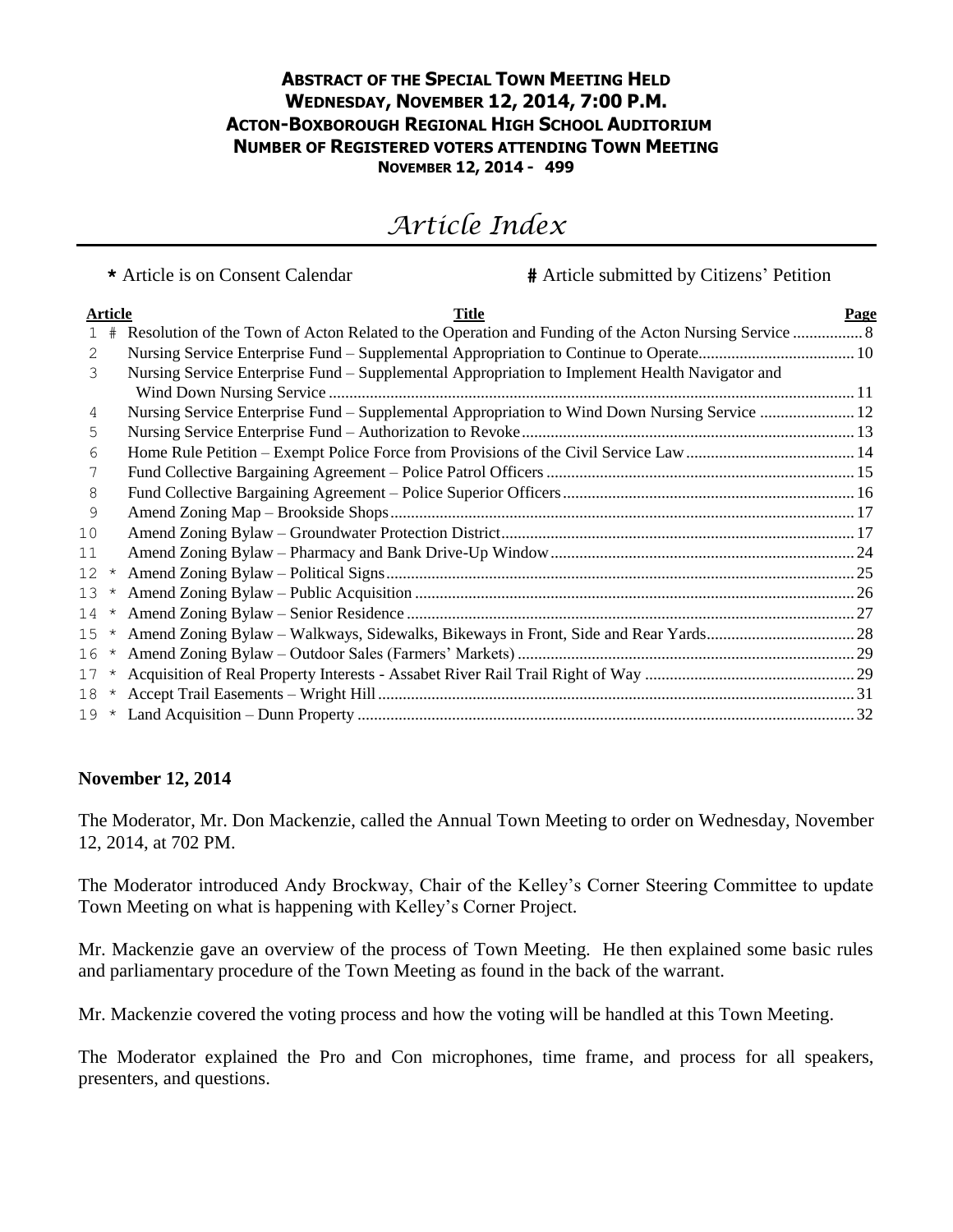**ABSTRACT OF THE SPECIAL TOWN MEETING HELD**
**WEDNESDAY, NOVEMBER 12, 2014, 7:00 P.M.**
**ACTON-BOXBOROUGH REGIONAL HIGH SCHOOL AUDITORIUM**
**NUMBER OF REGISTERED VOTERS ATTENDING TOWN MEETING**
**NOVEMBER 12, 2014 - 499**

# *Article Index*

**\*** Article is on Consent Calendar **#** Article submitted by Citizens' Petition

| Article | | Title | Page |
|---|---|---|---|
| 1 | # | Resolution of the Town of Acton Related to the Operation and Funding of the Acton Nursing Service | 8 |
| 2 | | Nursing Service Enterprise Fund – Supplemental Appropriation to Continue to Operate | 10 |
| 3 | | Nursing Service Enterprise Fund – Supplemental Appropriation to Implement Health Navigator and Wind Down Nursing Service | 11 |
| 4 | | Nursing Service Enterprise Fund – Supplemental Appropriation to Wind Down Nursing Service | 12 |
| 5 | | Nursing Service Enterprise Fund – Authorization to Revoke | 13 |
| 6 | | Home Rule Petition – Exempt Police Force from Provisions of the Civil Service Law | 14 |
| 7 | | Fund Collective Bargaining Agreement – Police Patrol Officers | 15 |
| 8 | | Fund Collective Bargaining Agreement – Police Superior Officers | 16 |
| 9 | | Amend Zoning Map – Brookside Shops | 17 |
| 10 | | Amend Zoning Bylaw – Groundwater Protection District | 17 |
| 11 | | Amend Zoning Bylaw – Pharmacy and Bank Drive-Up Window | 24 |
| 12 | * | Amend Zoning Bylaw – Political Signs | 25 |
| 13 | * | Amend Zoning Bylaw – Public Acquisition | 26 |
| 14 | * | Amend Zoning Bylaw – Senior Residence | 27 |
| 15 | * | Amend Zoning Bylaw – Walkways, Sidewalks, Bikeways in Front, Side and Rear Yards | 28 |
| 16 | * | Amend Zoning Bylaw – Outdoor Sales (Farmers' Markets) | 29 |
| 17 | * | Acquisition of Real Property Interests - Assabet River Rail Trail Right of Way | 29 |
| 18 | * | Accept Trail Easements – Wright Hill | 31 |
| 19 | * | Land Acquisition – Dunn Property | 32 |

**November 12, 2014**

The Moderator, Mr. Don Mackenzie, called the Annual Town Meeting to order on Wednesday, November 12, 2014, at 702 PM.

The Moderator introduced Andy Brockway, Chair of the Kelley's Corner Steering Committee to update Town Meeting on what is happening with Kelley's Corner Project.

Mr. Mackenzie gave an overview of the process of Town Meeting. He then explained some basic rules and parliamentary procedure of the Town Meeting as found in the back of the warrant.

Mr. Mackenzie covered the voting process and how the voting will be handled at this Town Meeting.

The Moderator explained the Pro and Con microphones, time frame, and process for all speakers, presenters, and questions.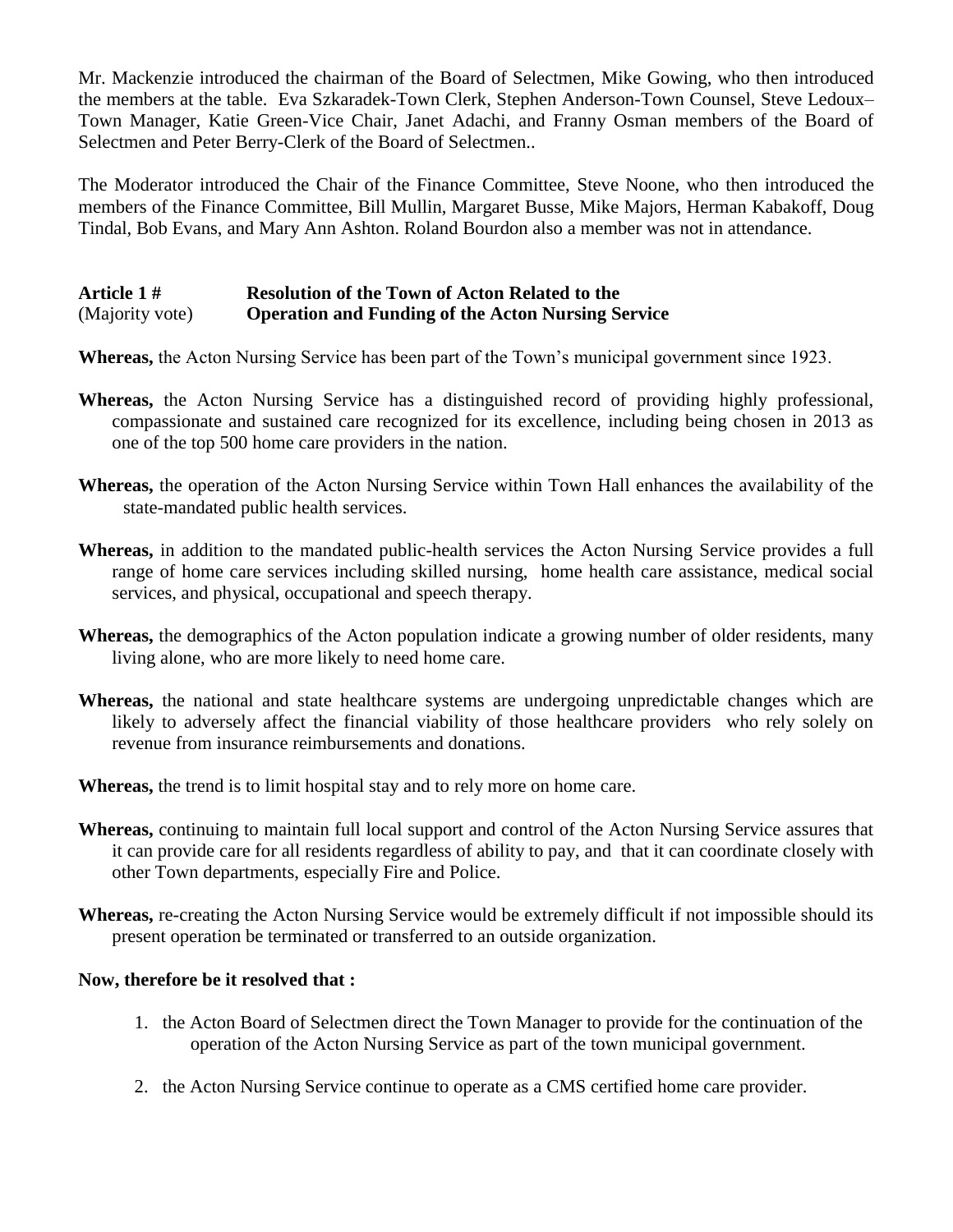Mr. Mackenzie introduced the chairman of the Board of Selectmen, Mike Gowing, who then introduced the members at the table. Eva Szkaradek-Town Clerk, Stephen Anderson-Town Counsel, Steve Ledoux–Town Manager, Katie Green-Vice Chair, Janet Adachi, and Franny Osman members of the Board of Selectmen and Peter Berry-Clerk of the Board of Selectmen..

The Moderator introduced the Chair of the Finance Committee, Steve Noone, who then introduced the members of the Finance Committee, Bill Mullin, Margaret Busse, Mike Majors, Herman Kabakoff, Doug Tindal, Bob Evans, and Mary Ann Ashton. Roland Bourdon also a member was not in attendance.

**Article 1 #** **Resolution of the Town of Acton Related to the**
(Majority vote) **Operation and Funding of the Acton Nursing Service**

**Whereas,** the Acton Nursing Service has been part of the Town's municipal government since 1923.

**Whereas,** the Acton Nursing Service has a distinguished record of providing highly professional, compassionate and sustained care recognized for its excellence, including being chosen in 2013 as one of the top 500 home care providers in the nation.

**Whereas,** the operation of the Acton Nursing Service within Town Hall enhances the availability of the state-mandated public health services.

**Whereas,** in addition to the mandated public-health services the Acton Nursing Service provides a full range of home care services including skilled nursing, home health care assistance, medical social services, and physical, occupational and speech therapy.

**Whereas,** the demographics of the Acton population indicate a growing number of older residents, many living alone, who are more likely to need home care.

**Whereas,** the national and state healthcare systems are undergoing unpredictable changes which are likely to adversely affect the financial viability of those healthcare providers who rely solely on revenue from insurance reimbursements and donations.

**Whereas,** the trend is to limit hospital stay and to rely more on home care.

**Whereas,** continuing to maintain full local support and control of the Acton Nursing Service assures that it can provide care for all residents regardless of ability to pay, and that it can coordinate closely with other Town departments, especially Fire and Police.

**Whereas,** re-creating the Acton Nursing Service would be extremely difficult if not impossible should its present operation be terminated or transferred to an outside organization.

**Now, therefore be it resolved that :**

1. the Acton Board of Selectmen direct the Town Manager to provide for the continuation of the operation of the Acton Nursing Service as part of the town municipal government.
2. the Acton Nursing Service continue to operate as a CMS certified home care provider.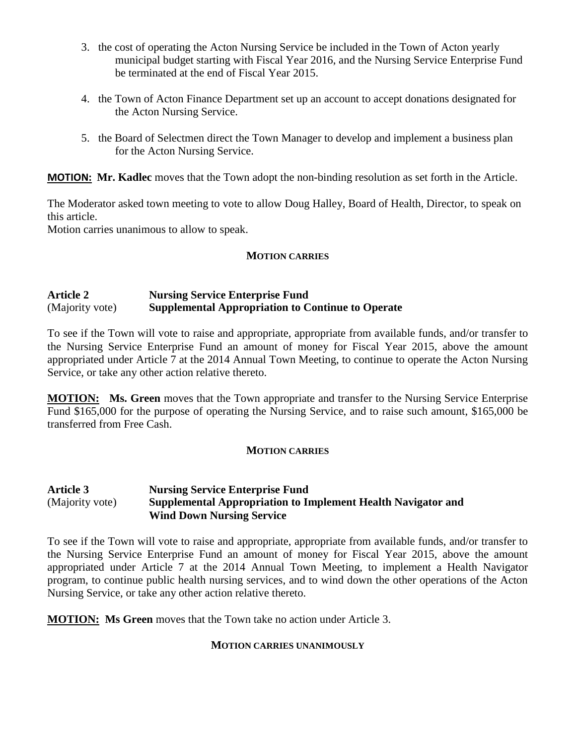3. the cost of operating the Acton Nursing Service be included in the Town of Acton yearly municipal budget starting with Fiscal Year 2016, and the Nursing Service Enterprise Fund be terminated at the end of Fiscal Year 2015.

4. the Town of Acton Finance Department set up an account to accept donations designated for the Acton Nursing Service.

5. the Board of Selectmen direct the Town Manager to develop and implement a business plan for the Acton Nursing Service.

**MOTION: Mr. Kadlec** moves that the Town adopt the non-binding resolution as set forth in the Article.

The Moderator asked town meeting to vote to allow Doug Halley, Board of Health, Director, to speak on this article.
Motion carries unanimous to allow to speak.

**MOTION CARRIES**

**Article 2** **Nursing Service Enterprise Fund**
(Majority vote) **Supplemental Appropriation to Continue to Operate**

To see if the Town will vote to raise and appropriate, appropriate from available funds, and/or transfer to the Nursing Service Enterprise Fund an amount of money for Fiscal Year 2015, above the amount appropriated under Article 7 at the 2014 Annual Town Meeting, to continue to operate the Acton Nursing Service, or take any other action relative thereto.

**MOTION: Ms. Green** moves that the Town appropriate and transfer to the Nursing Service Enterprise Fund $165,000 for the purpose of operating the Nursing Service, and to raise such amount, $165,000 be transferred from Free Cash.

**MOTION CARRIES**

**Article 3** **Nursing Service Enterprise Fund**
(Majority vote) **Supplemental Appropriation to Implement Health Navigator and Wind Down Nursing Service**

To see if the Town will vote to raise and appropriate, appropriate from available funds, and/or transfer to the Nursing Service Enterprise Fund an amount of money for Fiscal Year 2015, above the amount appropriated under Article 7 at the 2014 Annual Town Meeting, to implement a Health Navigator program, to continue public health nursing services, and to wind down the other operations of the Acton Nursing Service, or take any other action relative thereto.

**MOTION: Ms Green** moves that the Town take no action under Article 3.

**MOTION CARRIES UNANIMOUSLY**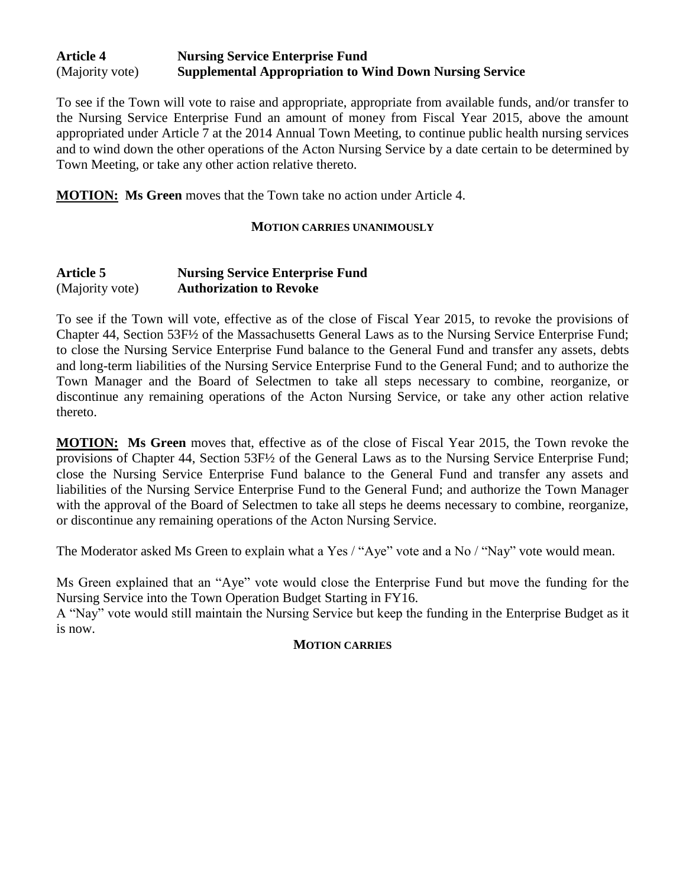**Article 4** **Nursing Service Enterprise Fund**
(Majority vote) **Supplemental Appropriation to Wind Down Nursing Service**

To see if the Town will vote to raise and appropriate, appropriate from available funds, and/or transfer to the Nursing Service Enterprise Fund an amount of money from Fiscal Year 2015, above the amount appropriated under Article 7 at the 2014 Annual Town Meeting, to continue public health nursing services and to wind down the other operations of the Acton Nursing Service by a date certain to be determined by Town Meeting, or take any other action relative thereto.

**MOTION:** **Ms Green** moves that the Town take no action under Article 4.

**MOTION CARRIES UNANIMOUSLY**

**Article 5** **Nursing Service Enterprise Fund**
(Majority vote) **Authorization to Revoke**

To see if the Town will vote, effective as of the close of Fiscal Year 2015, to revoke the provisions of Chapter 44, Section 53F½ of the Massachusetts General Laws as to the Nursing Service Enterprise Fund; to close the Nursing Service Enterprise Fund balance to the General Fund and transfer any assets, debts and long-term liabilities of the Nursing Service Enterprise Fund to the General Fund; and to authorize the Town Manager and the Board of Selectmen to take all steps necessary to combine, reorganize, or discontinue any remaining operations of the Acton Nursing Service, or take any other action relative thereto.

**MOTION:** **Ms Green** moves that, effective as of the close of Fiscal Year 2015, the Town revoke the provisions of Chapter 44, Section 53F½ of the General Laws as to the Nursing Service Enterprise Fund; close the Nursing Service Enterprise Fund balance to the General Fund and transfer any assets and liabilities of the Nursing Service Enterprise Fund to the General Fund; and authorize the Town Manager with the approval of the Board of Selectmen to take all steps he deems necessary to combine, reorganize, or discontinue any remaining operations of the Acton Nursing Service.

The Moderator asked Ms Green to explain what a Yes / "Aye" vote and a No / "Nay" vote would mean.

Ms Green explained that an "Aye" vote would close the Enterprise Fund but move the funding for the Nursing Service into the Town Operation Budget Starting in FY16.
A "Nay" vote would still maintain the Nursing Service but keep the funding in the Enterprise Budget as it is now.

**MOTION CARRIES**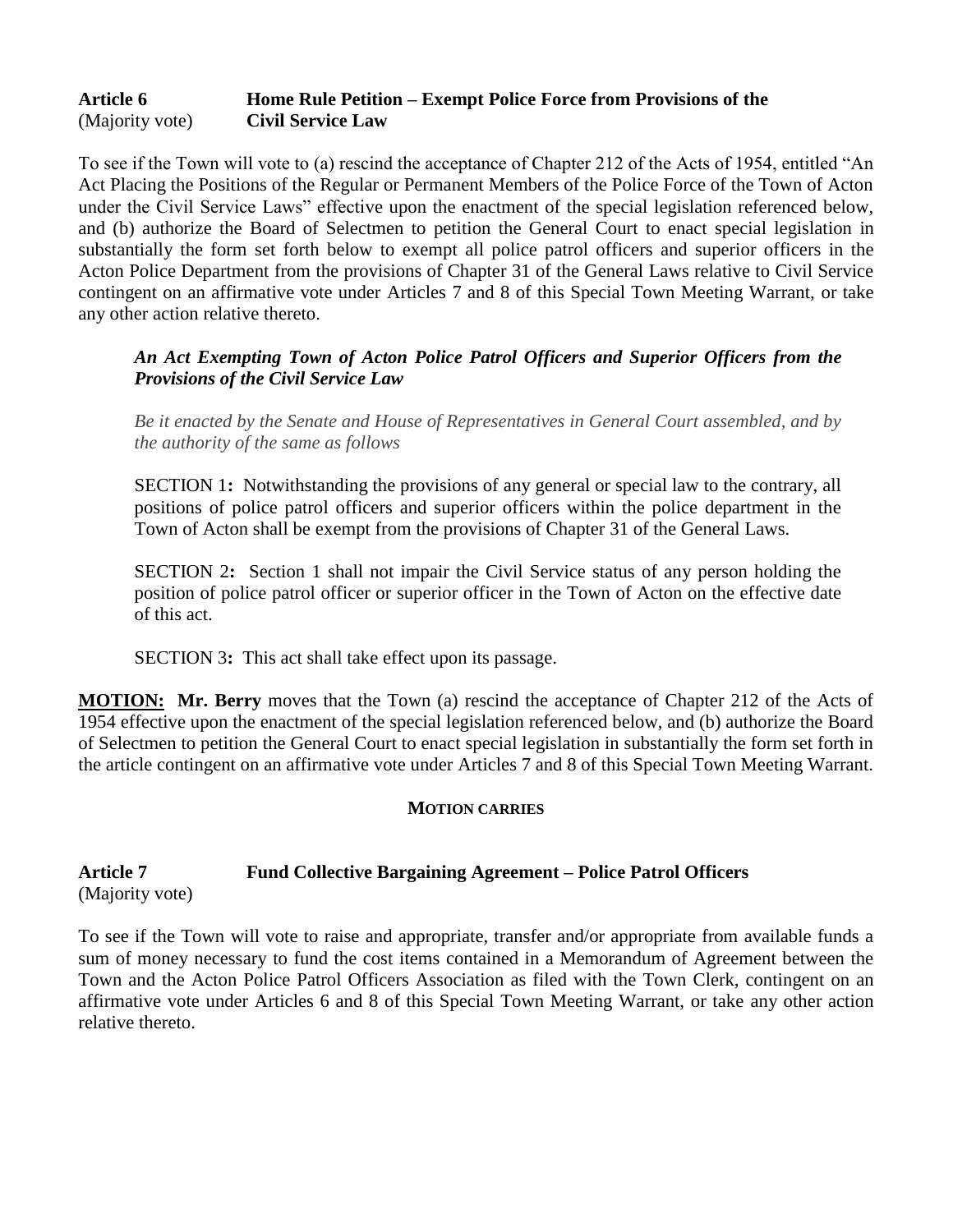**Article 6** (Majority vote) **Home Rule Petition – Exempt Police Force from Provisions of the Civil Service Law**

To see if the Town will vote to (a) rescind the acceptance of Chapter 212 of the Acts of 1954, entitled "An Act Placing the Positions of the Regular or Permanent Members of the Police Force of the Town of Acton under the Civil Service Laws" effective upon the enactment of the special legislation referenced below, and (b) authorize the Board of Selectmen to petition the General Court to enact special legislation in substantially the form set forth below to exempt all police patrol officers and superior officers in the Acton Police Department from the provisions of Chapter 31 of the General Laws relative to Civil Service contingent on an affirmative vote under Articles 7 and 8 of this Special Town Meeting Warrant, or take any other action relative thereto.

***An Act Exempting Town of Acton Police Patrol Officers and Superior Officers from the Provisions of the Civil Service Law***

*Be it enacted by the Senate and House of Representatives in General Court assembled, and by the authority of the same as follows*

SECTION 1**:** Notwithstanding the provisions of any general or special law to the contrary, all positions of police patrol officers and superior officers within the police department in the Town of Acton shall be exempt from the provisions of Chapter 31 of the General Laws.

SECTION 2**:** Section 1 shall not impair the Civil Service status of any person holding the position of police patrol officer or superior officer in the Town of Acton on the effective date of this act.

SECTION 3**:** This act shall take effect upon its passage.

**MOTION:** **Mr. Berry** moves that the Town (a) rescind the acceptance of Chapter 212 of the Acts of 1954 effective upon the enactment of the special legislation referenced below, and (b) authorize the Board of Selectmen to petition the General Court to enact special legislation in substantially the form set forth in the article contingent on an affirmative vote under Articles 7 and 8 of this Special Town Meeting Warrant.

**MOTION CARRIES**

**Article 7** (Majority vote) **Fund Collective Bargaining Agreement – Police Patrol Officers**

To see if the Town will vote to raise and appropriate, transfer and/or appropriate from available funds a sum of money necessary to fund the cost items contained in a Memorandum of Agreement between the Town and the Acton Police Patrol Officers Association as filed with the Town Clerk, contingent on an affirmative vote under Articles 6 and 8 of this Special Town Meeting Warrant, or take any other action relative thereto.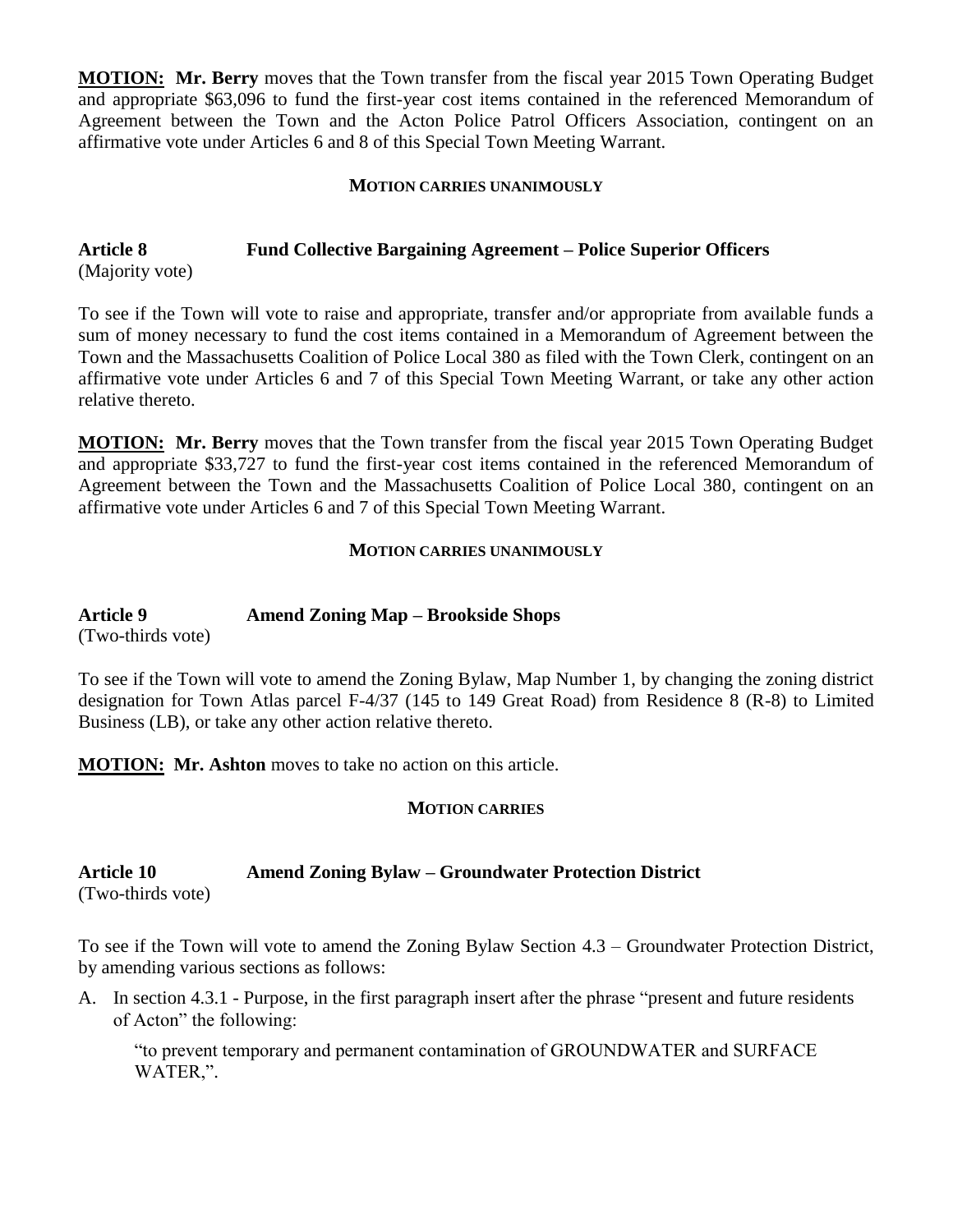**MOTION: Mr. Berry** moves that the Town transfer from the fiscal year 2015 Town Operating Budget and appropriate $63,096 to fund the first-year cost items contained in the referenced Memorandum of Agreement between the Town and the Acton Police Patrol Officers Association, contingent on an affirmative vote under Articles 6 and 8 of this Special Town Meeting Warrant.

**MOTION CARRIES UNANIMOUSLY**

### Article 8 Fund Collective Bargaining Agreement – Police Superior Officers

(Majority vote)

To see if the Town will vote to raise and appropriate, transfer and/or appropriate from available funds a sum of money necessary to fund the cost items contained in a Memorandum of Agreement between the Town and the Massachusetts Coalition of Police Local 380 as filed with the Town Clerk, contingent on an affirmative vote under Articles 6 and 7 of this Special Town Meeting Warrant, or take any other action relative thereto.

**MOTION: Mr. Berry** moves that the Town transfer from the fiscal year 2015 Town Operating Budget and appropriate $33,727 to fund the first-year cost items contained in the referenced Memorandum of Agreement between the Town and the Massachusetts Coalition of Police Local 380, contingent on an affirmative vote under Articles 6 and 7 of this Special Town Meeting Warrant.

**MOTION CARRIES UNANIMOUSLY**

### Article 9 Amend Zoning Map – Brookside Shops

(Two-thirds vote)

To see if the Town will vote to amend the Zoning Bylaw, Map Number 1, by changing the zoning district designation for Town Atlas parcel F-4/37 (145 to 149 Great Road) from Residence 8 (R-8) to Limited Business (LB), or take any other action relative thereto.

**MOTION: Mr. Ashton** moves to take no action on this article.

**MOTION CARRIES**

### Article 10 Amend Zoning Bylaw – Groundwater Protection District

(Two-thirds vote)

To see if the Town will vote to amend the Zoning Bylaw Section 4.3 – Groundwater Protection District, by amending various sections as follows:

A. In section 4.3.1 - Purpose, in the first paragraph insert after the phrase "present and future residents of Acton" the following:

   "to prevent temporary and permanent contamination of GROUNDWATER and SURFACE WATER,".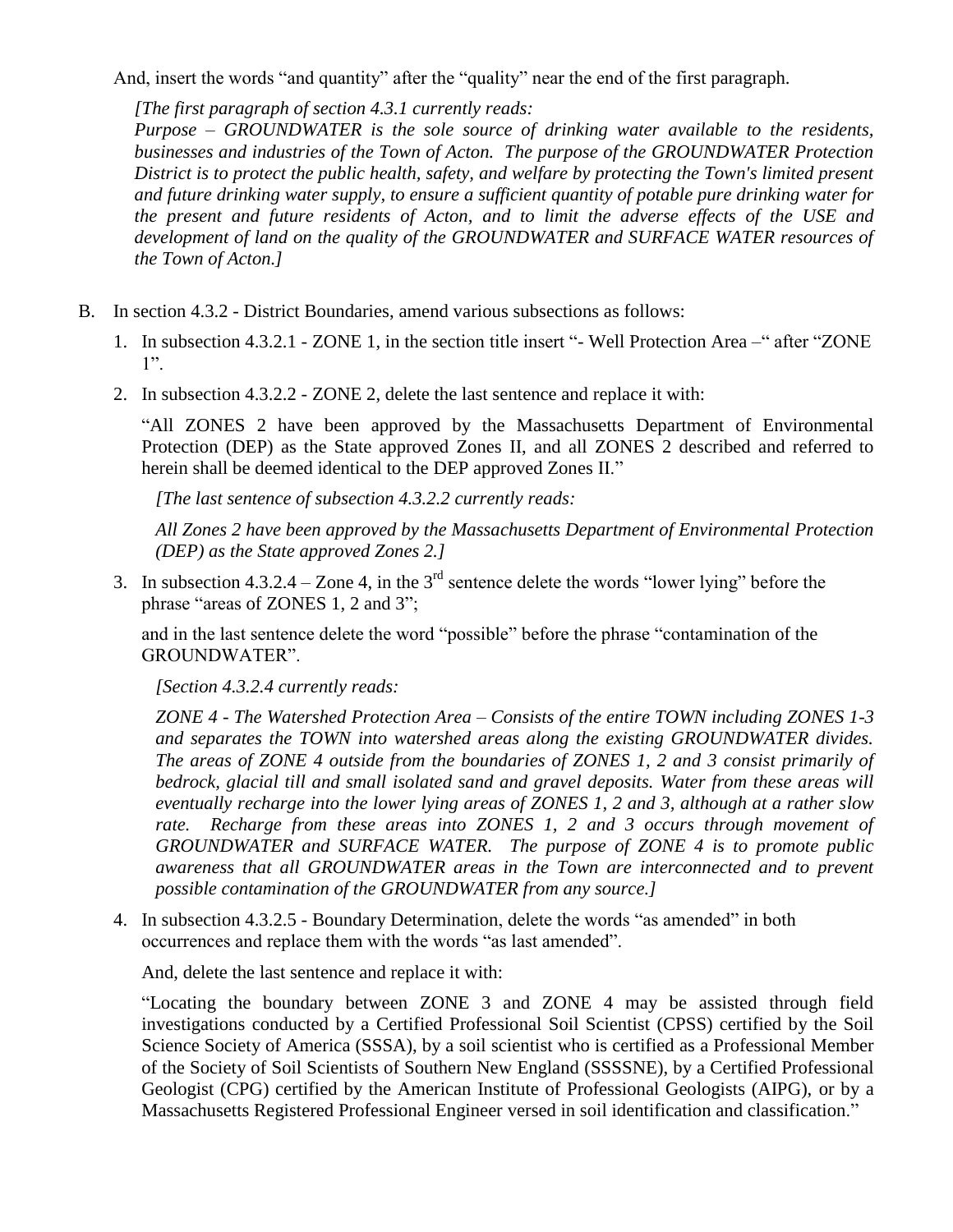And, insert the words "and quantity" after the "quality" near the end of the first paragraph.

> *[The first paragraph of section 4.3.1 currently reads:*
> *Purpose – GROUNDWATER is the sole source of drinking water available to the residents, businesses and industries of the Town of Acton. The purpose of the GROUNDWATER Protection District is to protect the public health, safety, and welfare by protecting the Town's limited present and future drinking water supply, to ensure a sufficient quantity of potable pure drinking water for the present and future residents of Acton, and to limit the adverse effects of the USE and development of land on the quality of the GROUNDWATER and SURFACE WATER resources of the Town of Acton.]*

B. In section 4.3.2 - District Boundaries, amend various subsections as follows:

1. In subsection 4.3.2.1 - ZONE 1, in the section title insert "- Well Protection Area –" after "ZONE 1".

2. In subsection 4.3.2.2 - ZONE 2, delete the last sentence and replace it with:

   "All ZONES 2 have been approved by the Massachusetts Department of Environmental Protection (DEP) as the State approved Zones II, and all ZONES 2 described and referred to herein shall be deemed identical to the DEP approved Zones II."

   *[The last sentence of subsection 4.3.2.2 currently reads:*

   *All Zones 2 have been approved by the Massachusetts Department of Environmental Protection (DEP) as the State approved Zones 2.]*

3. In subsection 4.3.2.4 – Zone 4, in the 3rd sentence delete the words "lower lying" before the phrase "areas of ZONES 1, 2 and 3";

   and in the last sentence delete the word "possible" before the phrase "contamination of the GROUNDWATER".

   *[Section 4.3.2.4 currently reads:*

   *ZONE 4 - The Watershed Protection Area – Consists of the entire TOWN including ZONES 1-3 and separates the TOWN into watershed areas along the existing GROUNDWATER divides. The areas of ZONE 4 outside from the boundaries of ZONES 1, 2 and 3 consist primarily of bedrock, glacial till and small isolated sand and gravel deposits. Water from these areas will eventually recharge into the lower lying areas of ZONES 1, 2 and 3, although at a rather slow rate. Recharge from these areas into ZONES 1, 2 and 3 occurs through movement of GROUNDWATER and SURFACE WATER. The purpose of ZONE 4 is to promote public awareness that all GROUNDWATER areas in the Town are interconnected and to prevent possible contamination of the GROUNDWATER from any source.]*

4. In subsection 4.3.2.5 - Boundary Determination, delete the words "as amended" in both occurrences and replace them with the words "as last amended".

   And, delete the last sentence and replace it with:

   "Locating the boundary between ZONE 3 and ZONE 4 may be assisted through field investigations conducted by a Certified Professional Soil Scientist (CPSS) certified by the Soil Science Society of America (SSSA), by a soil scientist who is certified as a Professional Member of the Society of Soil Scientists of Southern New England (SSSSNE), by a Certified Professional Geologist (CPG) certified by the American Institute of Professional Geologists (AIPG), or by a Massachusetts Registered Professional Engineer versed in soil identification and classification."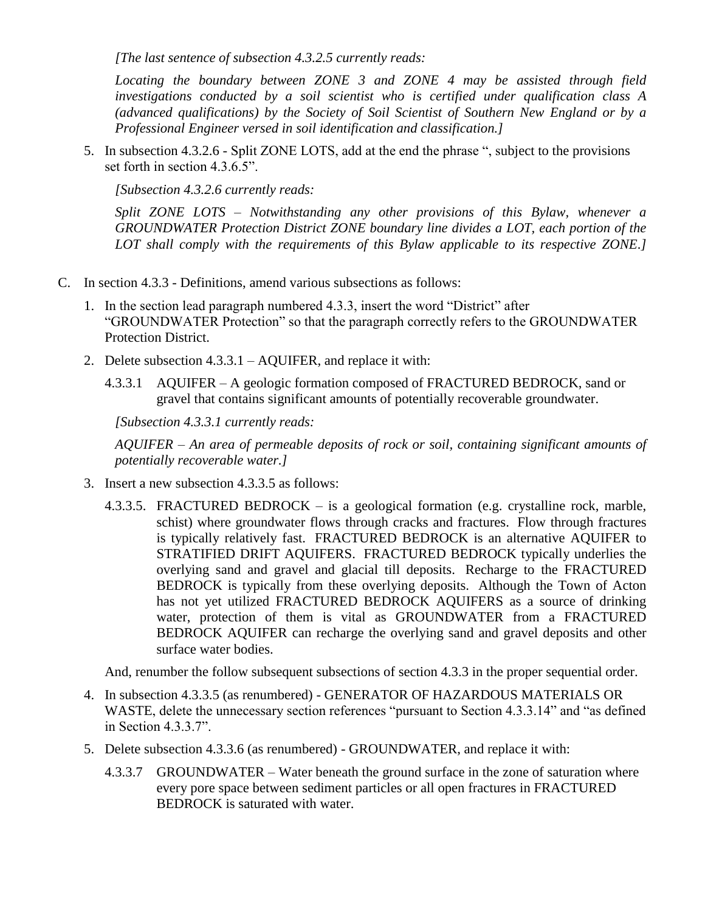*[The last sentence of subsection 4.3.2.5 currently reads:*

*Locating the boundary between ZONE 3 and ZONE 4 may be assisted through field investigations conducted by a soil scientist who is certified under qualification class A (advanced qualifications) by the Society of Soil Scientist of Southern New England or by a Professional Engineer versed in soil identification and classification.]*

5. In subsection 4.3.2.6 - Split ZONE LOTS, add at the end the phrase ", subject to the provisions set forth in section 4.3.6.5".

   *[Subsection 4.3.2.6 currently reads:*

   *Split ZONE LOTS – Notwithstanding any other provisions of this Bylaw, whenever a GROUNDWATER Protection District ZONE boundary line divides a LOT, each portion of the LOT shall comply with the requirements of this Bylaw applicable to its respective ZONE.]*

C. In section 4.3.3 - Definitions, amend various subsections as follows:

1. In the section lead paragraph numbered 4.3.3, insert the word "District" after "GROUNDWATER Protection" so that the paragraph correctly refers to the GROUNDWATER Protection District.

2. Delete subsection 4.3.3.1 – AQUIFER, and replace it with:

   4.3.3.1 AQUIFER – A geologic formation composed of FRACTURED BEDROCK, sand or gravel that contains significant amounts of potentially recoverable groundwater.

   *[Subsection 4.3.3.1 currently reads:*

   *AQUIFER – An area of permeable deposits of rock or soil, containing significant amounts of potentially recoverable water.]*

3. Insert a new subsection 4.3.3.5 as follows:

   4.3.3.5. FRACTURED BEDROCK – is a geological formation (e.g. crystalline rock, marble, schist) where groundwater flows through cracks and fractures. Flow through fractures is typically relatively fast. FRACTURED BEDROCK is an alternative AQUIFER to STRATIFIED DRIFT AQUIFERS. FRACTURED BEDROCK typically underlies the overlying sand and gravel and glacial till deposits. Recharge to the FRACTURED BEDROCK is typically from these overlying deposits. Although the Town of Acton has not yet utilized FRACTURED BEDROCK AQUIFERS as a source of drinking water, protection of them is vital as GROUNDWATER from a FRACTURED BEDROCK AQUIFER can recharge the overlying sand and gravel deposits and other surface water bodies.

   And, renumber the follow subsequent subsections of section 4.3.3 in the proper sequential order.

4. In subsection 4.3.3.5 (as renumbered) - GENERATOR OF HAZARDOUS MATERIALS OR WASTE, delete the unnecessary section references "pursuant to Section 4.3.3.14" and "as defined in Section 4.3.3.7".

5. Delete subsection 4.3.3.6 (as renumbered) - GROUNDWATER, and replace it with:

   4.3.3.7 GROUNDWATER – Water beneath the ground surface in the zone of saturation where every pore space between sediment particles or all open fractures in FRACTURED BEDROCK is saturated with water.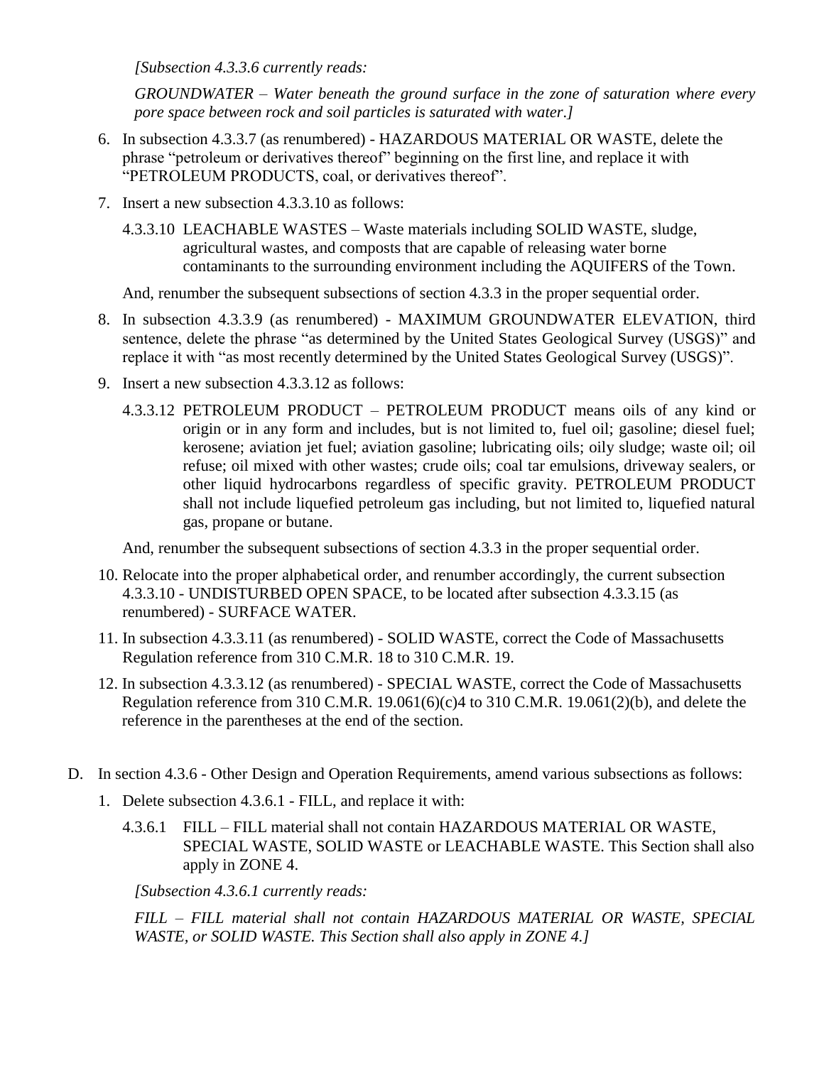*[Subsection 4.3.3.6 currently reads:*

*GROUNDWATER – Water beneath the ground surface in the zone of saturation where every pore space between rock and soil particles is saturated with water.]*

6. In subsection 4.3.3.7 (as renumbered) - HAZARDOUS MATERIAL OR WASTE, delete the phrase "petroleum or derivatives thereof" beginning on the first line, and replace it with "PETROLEUM PRODUCTS, coal, or derivatives thereof".

7. Insert a new subsection 4.3.3.10 as follows:

   4.3.3.10 LEACHABLE WASTES – Waste materials including SOLID WASTE, sludge, agricultural wastes, and composts that are capable of releasing water borne contaminants to the surrounding environment including the AQUIFERS of the Town.

   And, renumber the subsequent subsections of section 4.3.3 in the proper sequential order.

8. In subsection 4.3.3.9 (as renumbered) - MAXIMUM GROUNDWATER ELEVATION, third sentence, delete the phrase "as determined by the United States Geological Survey (USGS)" and replace it with "as most recently determined by the United States Geological Survey (USGS)".

9. Insert a new subsection 4.3.3.12 as follows:

   4.3.3.12 PETROLEUM PRODUCT – PETROLEUM PRODUCT means oils of any kind or origin or in any form and includes, but is not limited to, fuel oil; gasoline; diesel fuel; kerosene; aviation jet fuel; aviation gasoline; lubricating oils; oily sludge; waste oil; oil refuse; oil mixed with other wastes; crude oils; coal tar emulsions, driveway sealers, or other liquid hydrocarbons regardless of specific gravity. PETROLEUM PRODUCT shall not include liquefied petroleum gas including, but not limited to, liquefied natural gas, propane or butane.

   And, renumber the subsequent subsections of section 4.3.3 in the proper sequential order.

10. Relocate into the proper alphabetical order, and renumber accordingly, the current subsection 4.3.3.10 - UNDISTURBED OPEN SPACE, to be located after subsection 4.3.3.15 (as renumbered) - SURFACE WATER.

11. In subsection 4.3.3.11 (as renumbered) - SOLID WASTE, correct the Code of Massachusetts Regulation reference from 310 C.M.R. 18 to 310 C.M.R. 19.

12. In subsection 4.3.3.12 (as renumbered) - SPECIAL WASTE, correct the Code of Massachusetts Regulation reference from 310 C.M.R. 19.061(6)(c)4 to 310 C.M.R. 19.061(2)(b), and delete the reference in the parentheses at the end of the section.

D. In section 4.3.6 - Other Design and Operation Requirements, amend various subsections as follows:

   1. Delete subsection 4.3.6.1 - FILL, and replace it with:

      4.3.6.1 FILL – FILL material shall not contain HAZARDOUS MATERIAL OR WASTE, SPECIAL WASTE, SOLID WASTE or LEACHABLE WASTE. This Section shall also apply in ZONE 4.

      *[Subsection 4.3.6.1 currently reads:*

      *FILL – FILL material shall not contain HAZARDOUS MATERIAL OR WASTE, SPECIAL WASTE, or SOLID WASTE. This Section shall also apply in ZONE 4.]*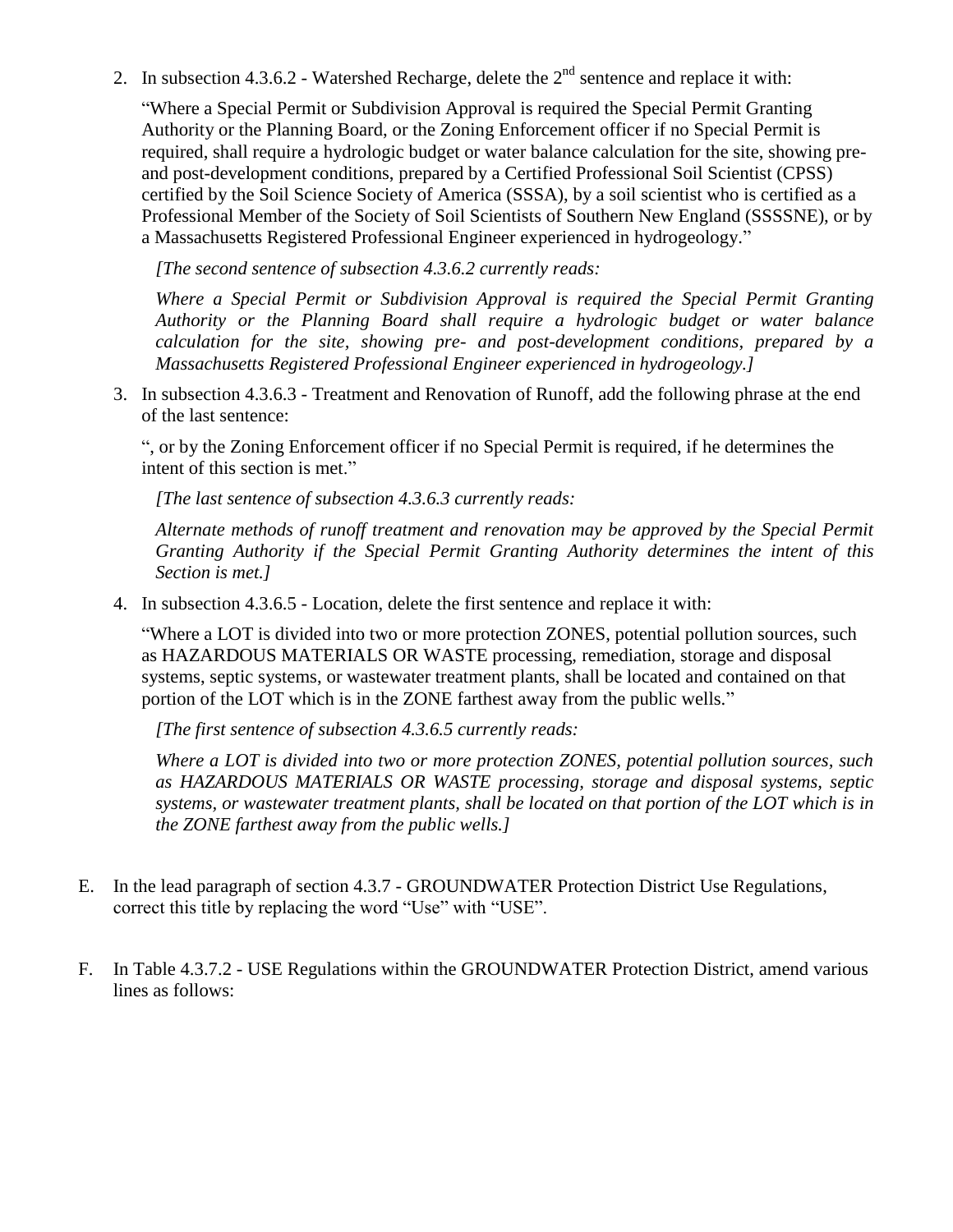2. In subsection 4.3.6.2 - Watershed Recharge, delete the 2[nd] sentence and replace it with:

   "Where a Special Permit or Subdivision Approval is required the Special Permit Granting Authority or the Planning Board, or the Zoning Enforcement officer if no Special Permit is required, shall require a hydrologic budget or water balance calculation for the site, showing pre- and post-development conditions, prepared by a Certified Professional Soil Scientist (CPSS) certified by the Soil Science Society of America (SSSA), by a soil scientist who is certified as a Professional Member of the Society of Soil Scientists of Southern New England (SSSSNE), or by a Massachusetts Registered Professional Engineer experienced in hydrogeology."

   *[The second sentence of subsection 4.3.6.2 currently reads:*

   *Where a Special Permit or Subdivision Approval is required the Special Permit Granting Authority or the Planning Board shall require a hydrologic budget or water balance calculation for the site, showing pre- and post-development conditions, prepared by a Massachusetts Registered Professional Engineer experienced in hydrogeology.]*

3. In subsection 4.3.6.3 - Treatment and Renovation of Runoff, add the following phrase at the end of the last sentence:

   ", or by the Zoning Enforcement officer if no Special Permit is required, if he determines the intent of this section is met."

   *[The last sentence of subsection 4.3.6.3 currently reads:*

   *Alternate methods of runoff treatment and renovation may be approved by the Special Permit Granting Authority if the Special Permit Granting Authority determines the intent of this Section is met.]*

4. In subsection 4.3.6.5 - Location, delete the first sentence and replace it with:

   "Where a LOT is divided into two or more protection ZONES, potential pollution sources, such as HAZARDOUS MATERIALS OR WASTE processing, remediation, storage and disposal systems, septic systems, or wastewater treatment plants, shall be located and contained on that portion of the LOT which is in the ZONE farthest away from the public wells."

   *[The first sentence of subsection 4.3.6.5 currently reads:*

   *Where a LOT is divided into two or more protection ZONES, potential pollution sources, such as HAZARDOUS MATERIALS OR WASTE processing, storage and disposal systems, septic systems, or wastewater treatment plants, shall be located on that portion of the LOT which is in the ZONE farthest away from the public wells.]*

E. In the lead paragraph of section 4.3.7 - GROUNDWATER Protection District Use Regulations, correct this title by replacing the word "Use" with "USE".

F. In Table 4.3.7.2 - USE Regulations within the GROUNDWATER Protection District, amend various lines as follows: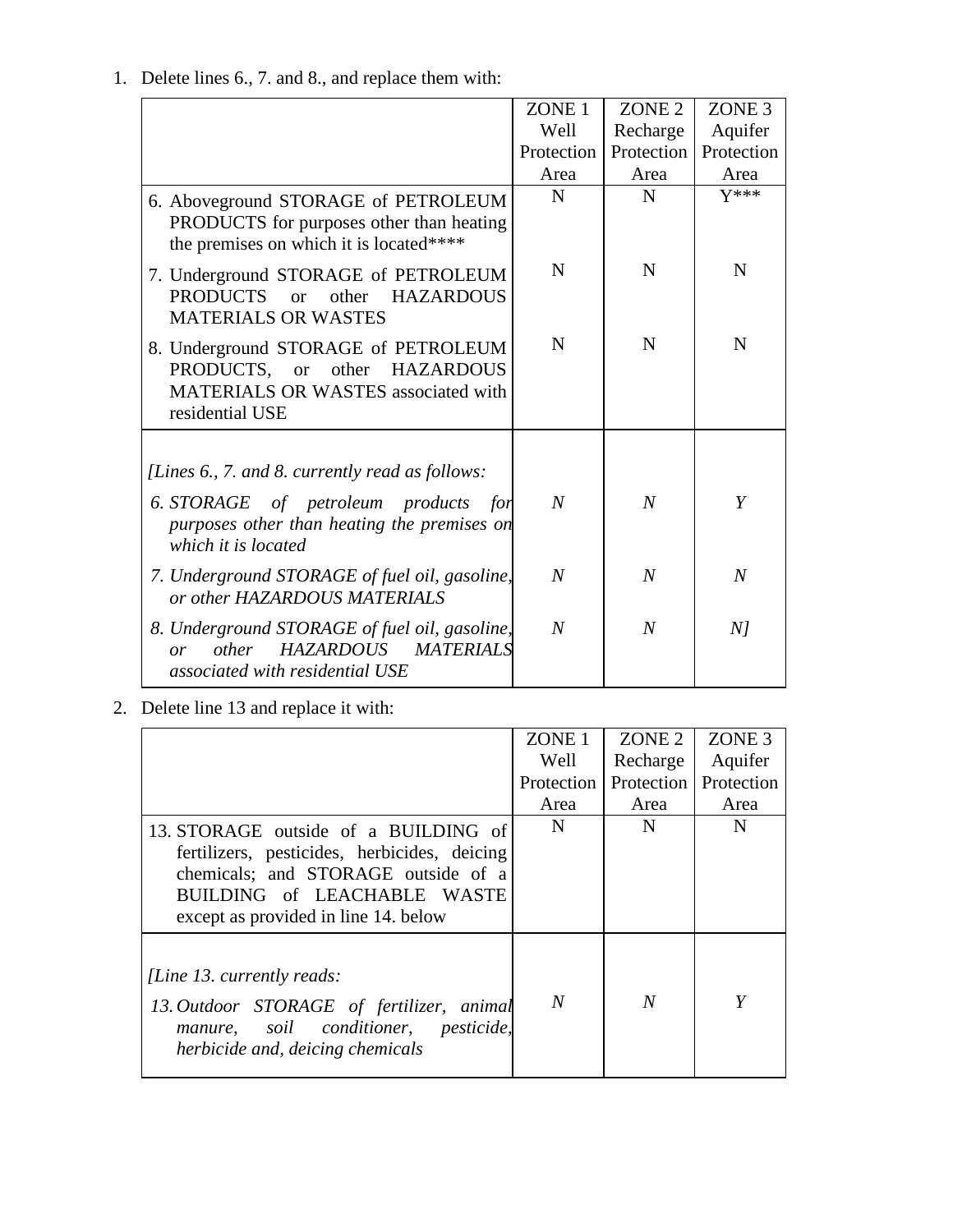1. Delete lines 6., 7. and 8., and replace them with:

| | ZONE 1 Well Protection Area | ZONE 2 Recharge Protection Area | ZONE 3 Aquifer Protection Area |
|---|---|---|---|
| 6. Aboveground STORAGE of PETROLEUM PRODUCTS for purposes other than heating the premises on which it is located**** | N | N | Y*** |
| 7. Underground STORAGE of PETROLEUM PRODUCTS or other HAZARDOUS MATERIALS OR WASTES | N | N | N |
| 8. Underground STORAGE of PETROLEUM PRODUCTS, or other HAZARDOUS MATERIALS OR WASTES associated with residential USE | N | N | N |
| *[Lines 6., 7. and 8. currently read as follows:* | | | |
| *6. STORAGE of petroleum products for purposes other than heating the premises on which it is located* | *N* | *N* | *Y* |
| *7. Underground STORAGE of fuel oil, gasoline, or other HAZARDOUS MATERIALS* | *N* | *N* | *N* |
| *8. Underground STORAGE of fuel oil, gasoline, or other HAZARDOUS MATERIALS associated with residential USE* | *N* | *N* | *N]* |

2. Delete line 13 and replace it with:

| | ZONE 1 Well Protection Area | ZONE 2 Recharge Protection Area | ZONE 3 Aquifer Protection Area |
|---|---|---|---|
| 13. STORAGE outside of a BUILDING of fertilizers, pesticides, herbicides, deicing chemicals; and STORAGE outside of a BUILDING of LEACHABLE WASTE except as provided in line 14. below | N | N | N |
| *[Line 13. currently reads:* | | | |
| *13. Outdoor STORAGE of fertilizer, animal manure, soil conditioner, pesticide, herbicide and, deicing chemicals* | *N* | *N* | *Y* |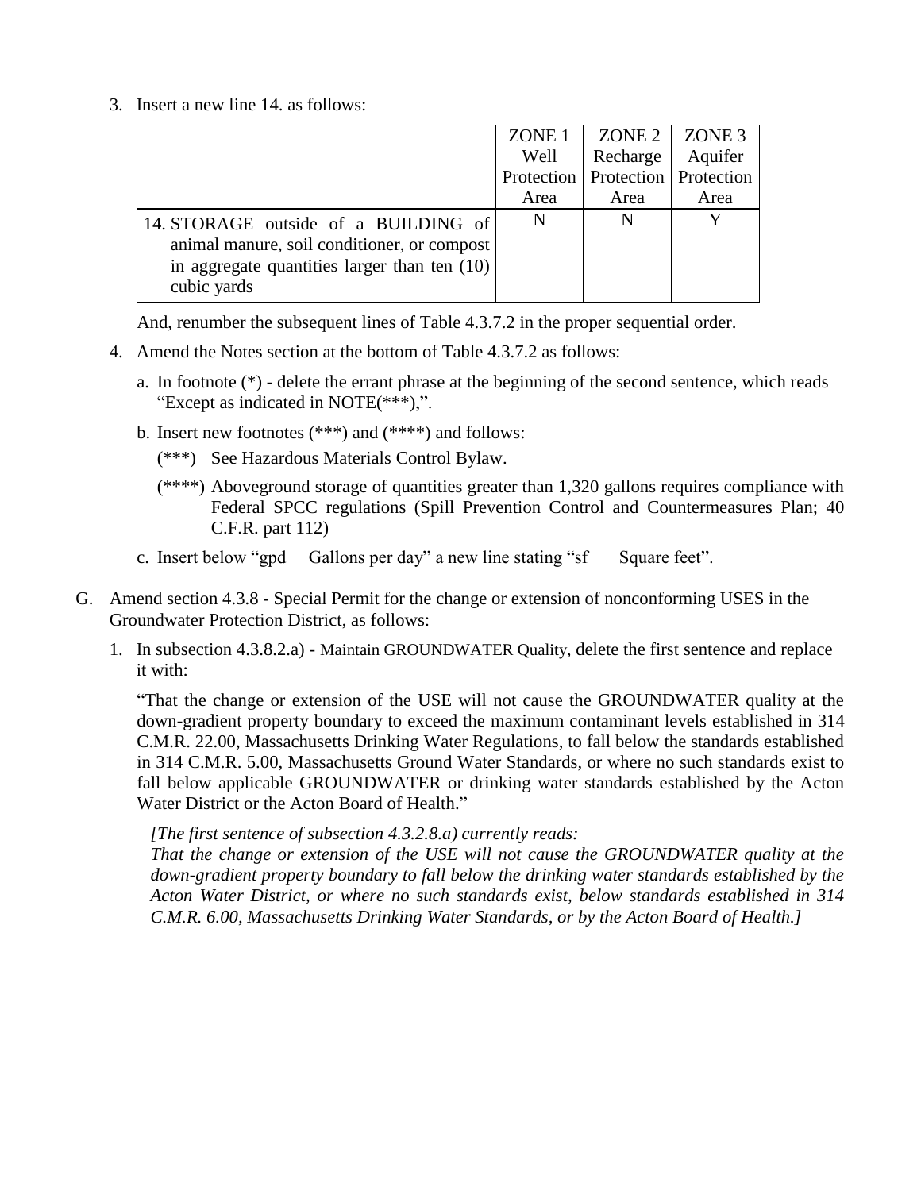3. Insert a new line 14. as follows:

| | ZONE 1 Well Protection Area | ZONE 2 Recharge Protection Area | ZONE 3 Aquifer Protection Area |
|---|---|---|---|
| 14. STORAGE outside of a BUILDING of animal manure, soil conditioner, or compost in aggregate quantities larger than ten (10) cubic yards | N | N | Y |

And, renumber the subsequent lines of Table 4.3.7.2 in the proper sequential order.

4. Amend the Notes section at the bottom of Table 4.3.7.2 as follows:

   a. In footnote (*) - delete the errant phrase at the beginning of the second sentence, which reads "Except as indicated in NOTE(***),".

   b. Insert new footnotes (***) and (****) and follows:

      (***) See Hazardous Materials Control Bylaw.

      (****) Aboveground storage of quantities greater than 1,320 gallons requires compliance with Federal SPCC regulations (Spill Prevention Control and Countermeasures Plan; 40 C.F.R. part 112)

   c. Insert below "gpd Gallons per day" a new line stating "sf Square feet".

G. Amend section 4.3.8 - Special Permit for the change or extension of nonconforming USES in the Groundwater Protection District, as follows:

   1. In subsection 4.3.8.2.a) - Maintain GROUNDWATER Quality, delete the first sentence and replace it with:

      "That the change or extension of the USE will not cause the GROUNDWATER quality at the down-gradient property boundary to exceed the maximum contaminant levels established in 314 C.M.R. 22.00, Massachusetts Drinking Water Regulations, to fall below the standards established in 314 C.M.R. 5.00, Massachusetts Ground Water Standards, or where no such standards exist to fall below applicable GROUNDWATER or drinking water standards established by the Acton Water District or the Acton Board of Health."

      *[The first sentence of subsection 4.3.2.8.a) currently reads:*
      *That the change or extension of the USE will not cause the GROUNDWATER quality at the down-gradient property boundary to fall below the drinking water standards established by the Acton Water District, or where no such standards exist, below standards established in 314 C.M.R. 6.00, Massachusetts Drinking Water Standards, or by the Acton Board of Health.]*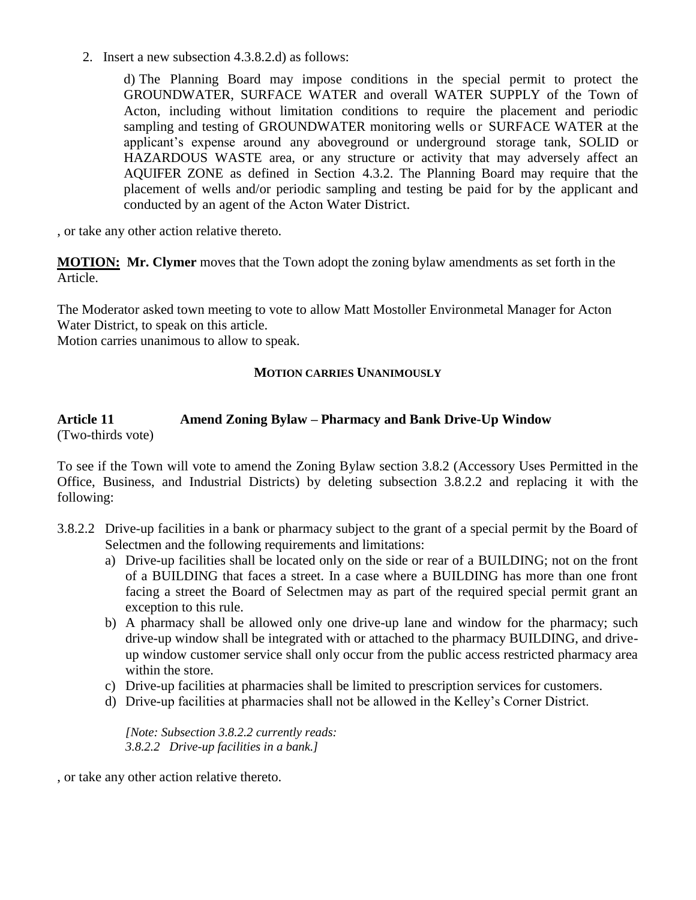2. Insert a new subsection 4.3.8.2.d) as follows:

   d) The Planning Board may impose conditions in the special permit to protect the GROUNDWATER, SURFACE WATER and overall WATER SUPPLY of the Town of Acton, including without limitation conditions to require the placement and periodic sampling and testing of GROUNDWATER monitoring wells or SURFACE WATER at the applicant's expense around any aboveground or underground storage tank, SOLID or HAZARDOUS WASTE area, or any structure or activity that may adversely affect an AQUIFER ZONE as defined in Section 4.3.2. The Planning Board may require that the placement of wells and/or periodic sampling and testing be paid for by the applicant and conducted by an agent of the Acton Water District.

, or take any other action relative thereto.

**MOTION:** **Mr. Clymer** moves that the Town adopt the zoning bylaw amendments as set forth in the Article.

The Moderator asked town meeting to vote to allow Matt Mostoller Environmetal Manager for Acton Water District, to speak on this article.
Motion carries unanimous to allow to speak.

**MOTION CARRIES UNANIMOUSLY**

**Article 11 Amend Zoning Bylaw – Pharmacy and Bank Drive-Up Window**
(Two-thirds vote)

To see if the Town will vote to amend the Zoning Bylaw section 3.8.2 (Accessory Uses Permitted in the Office, Business, and Industrial Districts) by deleting subsection 3.8.2.2 and replacing it with the following:

3.8.2.2 Drive-up facilities in a bank or pharmacy subject to the grant of a special permit by the Board of Selectmen and the following requirements and limitations:

a) Drive-up facilities shall be located only on the side or rear of a BUILDING; not on the front of a BUILDING that faces a street. In a case where a BUILDING has more than one front facing a street the Board of Selectmen may as part of the required special permit grant an exception to this rule.
b) A pharmacy shall be allowed only one drive-up lane and window for the pharmacy; such drive-up window shall be integrated with or attached to the pharmacy BUILDING, and drive-up window customer service shall only occur from the public access restricted pharmacy area within the store.
c) Drive-up facilities at pharmacies shall be limited to prescription services for customers.
d) Drive-up facilities at pharmacies shall not be allowed in the Kelley's Corner District.

*[Note: Subsection 3.8.2.2 currently reads:*
*3.8.2.2 Drive-up facilities in a bank.]*

, or take any other action relative thereto.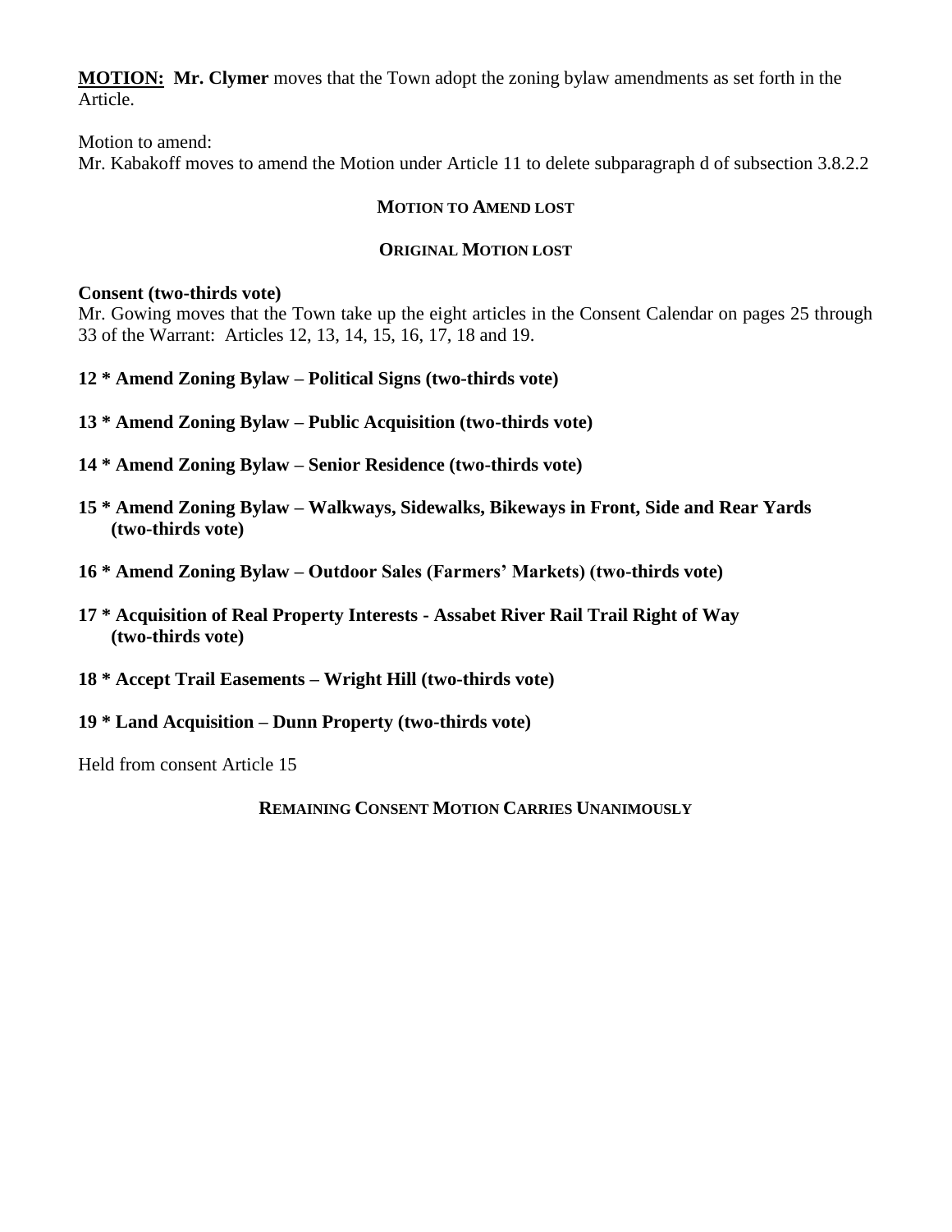**MOTION: Mr. Clymer** moves that the Town adopt the zoning bylaw amendments as set forth in the Article.

Motion to amend:
Mr. Kabakoff moves to amend the Motion under Article 11 to delete subparagraph d of subsection 3.8.2.2

**MOTION TO AMEND LOST**

**ORIGINAL MOTION LOST**

**Consent (two-thirds vote)**
Mr. Gowing moves that the Town take up the eight articles in the Consent Calendar on pages 25 through 33 of the Warrant: Articles 12, 13, 14, 15, 16, 17, 18 and 19.

**12 * Amend Zoning Bylaw – Political Signs (two-thirds vote)**

**13 * Amend Zoning Bylaw – Public Acquisition (two-thirds vote)**

**14 * Amend Zoning Bylaw – Senior Residence (two-thirds vote)**

**15 * Amend Zoning Bylaw – Walkways, Sidewalks, Bikeways in Front, Side and Rear Yards (two-thirds vote)**

**16 * Amend Zoning Bylaw – Outdoor Sales (Farmers' Markets) (two-thirds vote)**

**17 * Acquisition of Real Property Interests - Assabet River Rail Trail Right of Way (two-thirds vote)**

**18 * Accept Trail Easements – Wright Hill (two-thirds vote)**

**19 * Land Acquisition – Dunn Property (two-thirds vote)**

Held from consent Article 15

**REMAINING CONSENT MOTION CARRIES UNANIMOUSLY**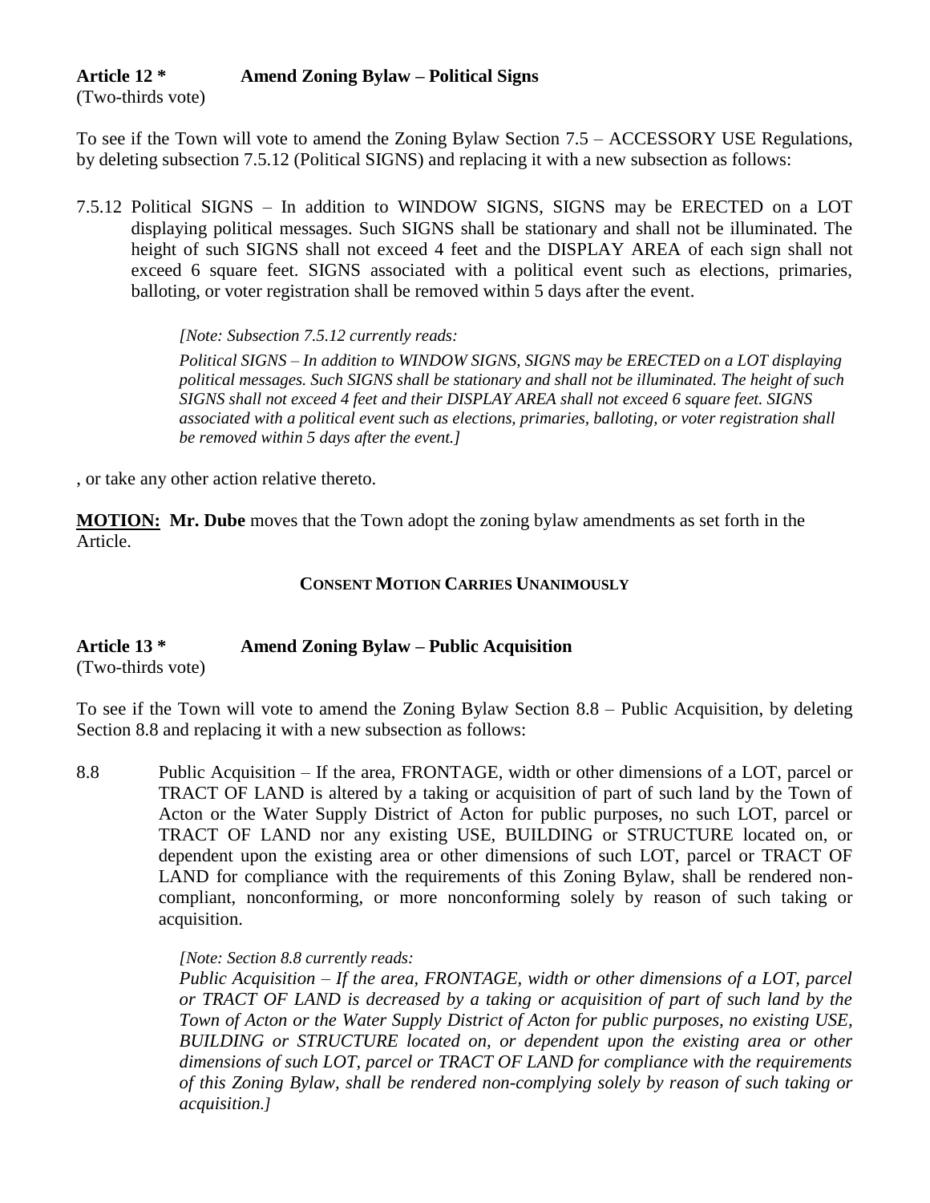**Article 12 * Amend Zoning Bylaw – Political Signs**
(Two-thirds vote)

To see if the Town will vote to amend the Zoning Bylaw Section 7.5 – ACCESSORY USE Regulations, by deleting subsection 7.5.12 (Political SIGNS) and replacing it with a new subsection as follows:

7.5.12 Political SIGNS – In addition to WINDOW SIGNS, SIGNS may be ERECTED on a LOT displaying political messages. Such SIGNS shall be stationary and shall not be illuminated. The height of such SIGNS shall not exceed 4 feet and the DISPLAY AREA of each sign shall not exceed 6 square feet. SIGNS associated with a political event such as elections, primaries, balloting, or voter registration shall be removed within 5 days after the event.

> *[Note: Subsection 7.5.12 currently reads:*
>
> *Political SIGNS – In addition to WINDOW SIGNS, SIGNS may be ERECTED on a LOT displaying political messages. Such SIGNS shall be stationary and shall not be illuminated. The height of such SIGNS shall not exceed 4 feet and their DISPLAY AREA shall not exceed 6 square feet. SIGNS associated with a political event such as elections, primaries, balloting, or voter registration shall be removed within 5 days after the event.]*

, or take any other action relative thereto.

**MOTION: Mr. Dube** moves that the Town adopt the zoning bylaw amendments as set forth in the Article.

**CONSENT MOTION CARRIES UNANIMOUSLY**

**Article 13 * Amend Zoning Bylaw – Public Acquisition**
(Two-thirds vote)

To see if the Town will vote to amend the Zoning Bylaw Section 8.8 – Public Acquisition, by deleting Section 8.8 and replacing it with a new subsection as follows:

8.8 Public Acquisition – If the area, FRONTAGE, width or other dimensions of a LOT, parcel or TRACT OF LAND is altered by a taking or acquisition of part of such land by the Town of Acton or the Water Supply District of Acton for public purposes, no such LOT, parcel or TRACT OF LAND nor any existing USE, BUILDING or STRUCTURE located on, or dependent upon the existing area or other dimensions of such LOT, parcel or TRACT OF LAND for compliance with the requirements of this Zoning Bylaw, shall be rendered non-compliant, nonconforming, or more nonconforming solely by reason of such taking or acquisition.

> *[Note: Section 8.8 currently reads:*
>
> *Public Acquisition – If the area, FRONTAGE, width or other dimensions of a LOT, parcel or TRACT OF LAND is decreased by a taking or acquisition of part of such land by the Town of Acton or the Water Supply District of Acton for public purposes, no existing USE, BUILDING or STRUCTURE located on, or dependent upon the existing area or other dimensions of such LOT, parcel or TRACT OF LAND for compliance with the requirements of this Zoning Bylaw, shall be rendered non-complying solely by reason of such taking or acquisition.]*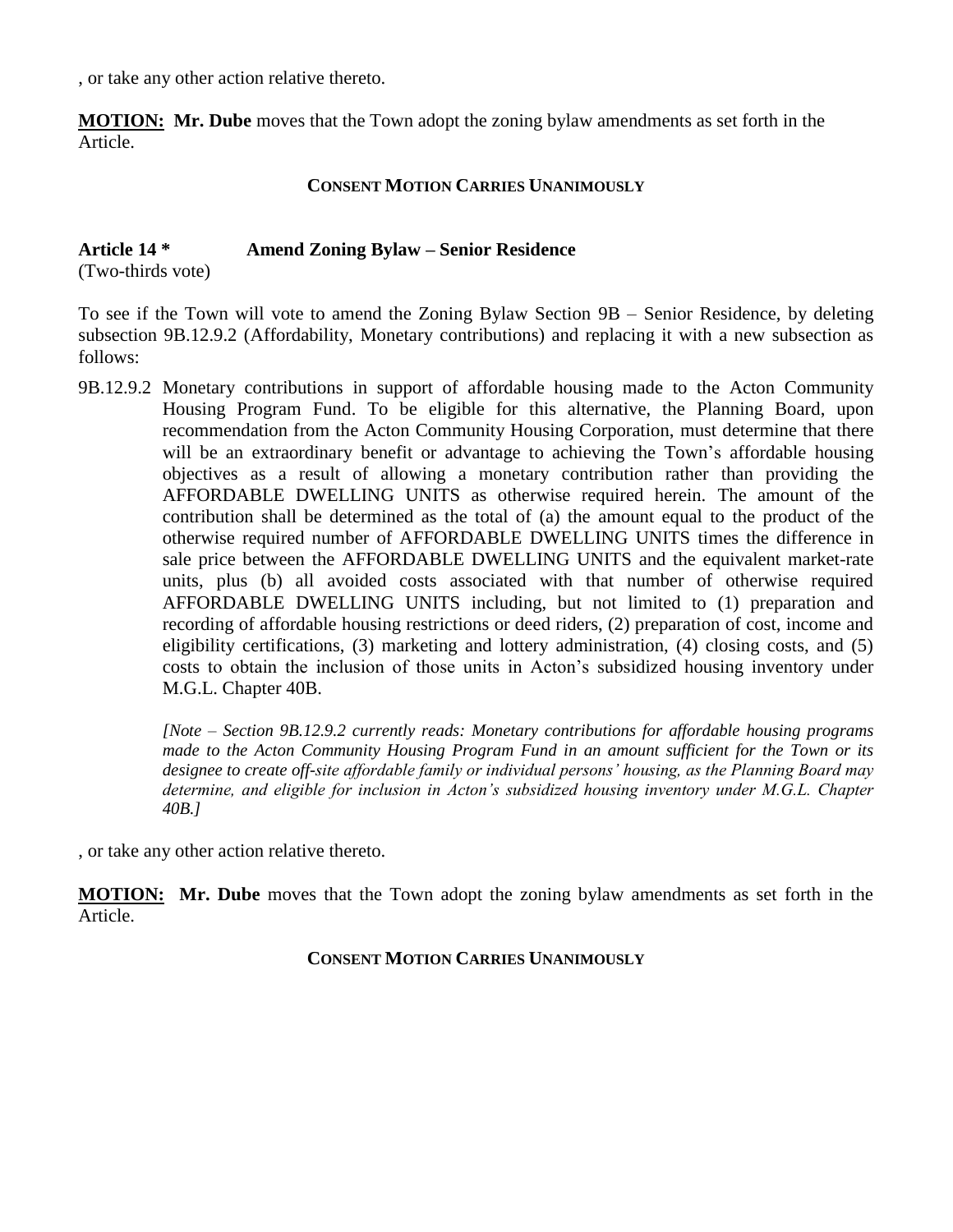, or take any other action relative thereto.

**MOTION:** **Mr. Dube** moves that the Town adopt the zoning bylaw amendments as set forth in the Article.

**CONSENT MOTION CARRIES UNANIMOUSLY**

**Article 14 * Amend Zoning Bylaw – Senior Residence**
(Two-thirds vote)

To see if the Town will vote to amend the Zoning Bylaw Section 9B – Senior Residence, by deleting subsection 9B.12.9.2 (Affordability, Monetary contributions) and replacing it with a new subsection as follows:

9B.12.9.2 Monetary contributions in support of affordable housing made to the Acton Community Housing Program Fund. To be eligible for this alternative, the Planning Board, upon recommendation from the Acton Community Housing Corporation, must determine that there will be an extraordinary benefit or advantage to achieving the Town's affordable housing objectives as a result of allowing a monetary contribution rather than providing the AFFORDABLE DWELLING UNITS as otherwise required herein. The amount of the contribution shall be determined as the total of (a) the amount equal to the product of the otherwise required number of AFFORDABLE DWELLING UNITS times the difference in sale price between the AFFORDABLE DWELLING UNITS and the equivalent market-rate units, plus (b) all avoided costs associated with that number of otherwise required AFFORDABLE DWELLING UNITS including, but not limited to (1) preparation and recording of affordable housing restrictions or deed riders, (2) preparation of cost, income and eligibility certifications, (3) marketing and lottery administration, (4) closing costs, and (5) costs to obtain the inclusion of those units in Acton's subsidized housing inventory under M.G.L. Chapter 40B.

*[Note – Section 9B.12.9.2 currently reads: Monetary contributions for affordable housing programs made to the Acton Community Housing Program Fund in an amount sufficient for the Town or its designee to create off-site affordable family or individual persons' housing, as the Planning Board may determine, and eligible for inclusion in Acton's subsidized housing inventory under M.G.L. Chapter 40B.]*

, or take any other action relative thereto.

**MOTION:** **Mr. Dube** moves that the Town adopt the zoning bylaw amendments as set forth in the Article.

**CONSENT MOTION CARRIES UNANIMOUSLY**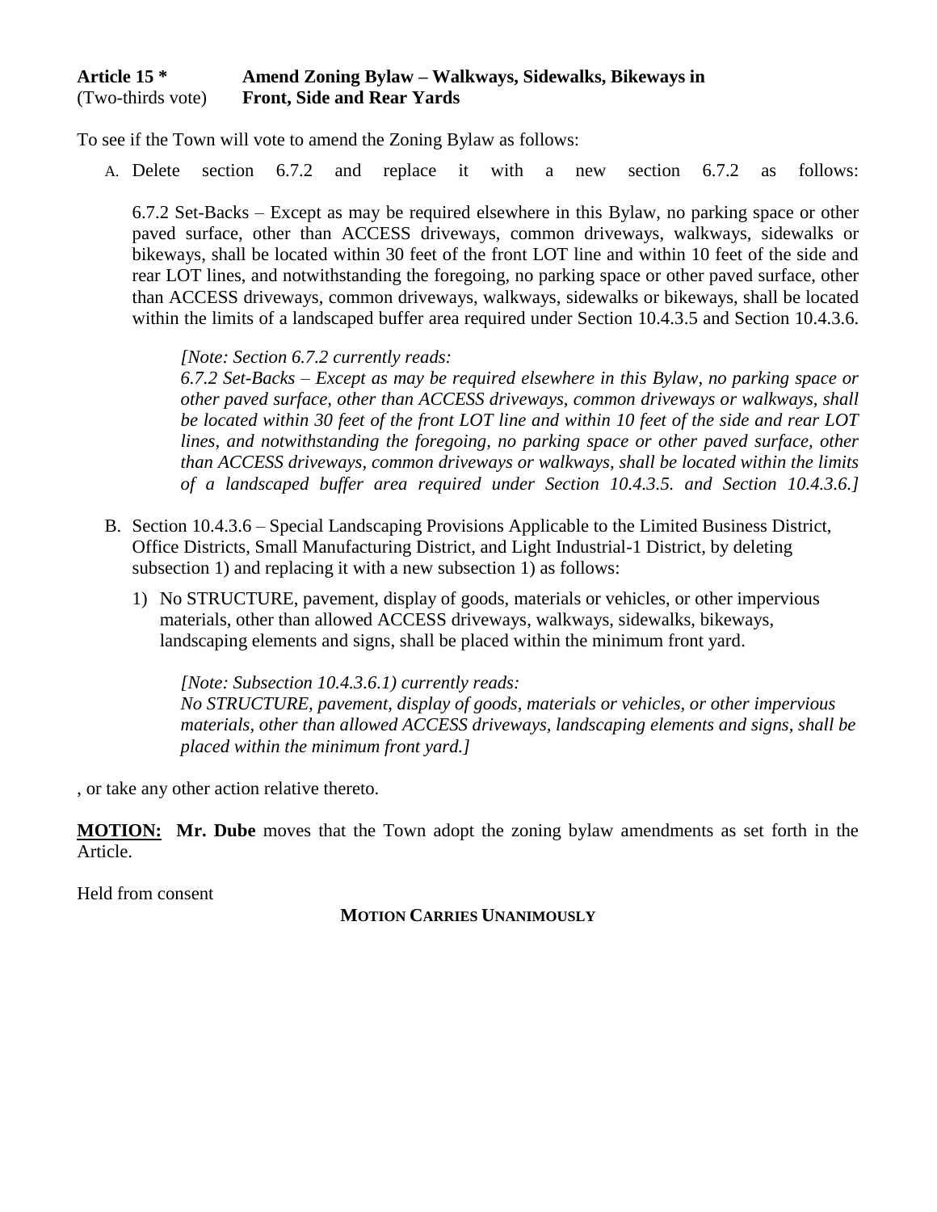**Article 15 *** **Amend Zoning Bylaw – Walkways, Sidewalks, Bikeways in**
(Two-thirds vote) **Front, Side and Rear Yards**

To see if the Town will vote to amend the Zoning Bylaw as follows:

A. Delete section 6.7.2 and replace it with a new section 6.7.2 as follows:

   6.7.2 Set-Backs – Except as may be required elsewhere in this Bylaw, no parking space or other paved surface, other than ACCESS driveways, common driveways, walkways, sidewalks or bikeways, shall be located within 30 feet of the front LOT line and within 10 feet of the side and rear LOT lines, and notwithstanding the foregoing, no parking space or other paved surface, other than ACCESS driveways, common driveways, walkways, sidewalks or bikeways, shall be located within the limits of a landscaped buffer area required under Section 10.4.3.5 and Section 10.4.3.6.

   *[Note: Section 6.7.2 currently reads:*
   *6.7.2 Set-Backs – Except as may be required elsewhere in this Bylaw, no parking space or other paved surface, other than ACCESS driveways, common driveways or walkways, shall be located within 30 feet of the front LOT line and within 10 feet of the side and rear LOT lines, and notwithstanding the foregoing, no parking space or other paved surface, other than ACCESS driveways, common driveways or walkways, shall be located within the limits of a landscaped buffer area required under Section 10.4.3.5. and Section 10.4.3.6.]*

B. Section 10.4.3.6 – Special Landscaping Provisions Applicable to the Limited Business District, Office Districts, Small Manufacturing District, and Light Industrial-1 District, by deleting subsection 1) and replacing it with a new subsection 1) as follows:

   1) No STRUCTURE, pavement, display of goods, materials or vehicles, or other impervious materials, other than allowed ACCESS driveways, walkways, sidewalks, bikeways, landscaping elements and signs, shall be placed within the minimum front yard.

   *[Note: Subsection 10.4.3.6.1) currently reads:*
   *No STRUCTURE, pavement, display of goods, materials or vehicles, or other impervious materials, other than allowed ACCESS driveways, landscaping elements and signs, shall be placed within the minimum front yard.]*

, or take any other action relative thereto.

**MOTION:** **Mr. Dube** moves that the Town adopt the zoning bylaw amendments as set forth in the Article.

Held from consent

**MOTION CARRIES UNANIMOUSLY**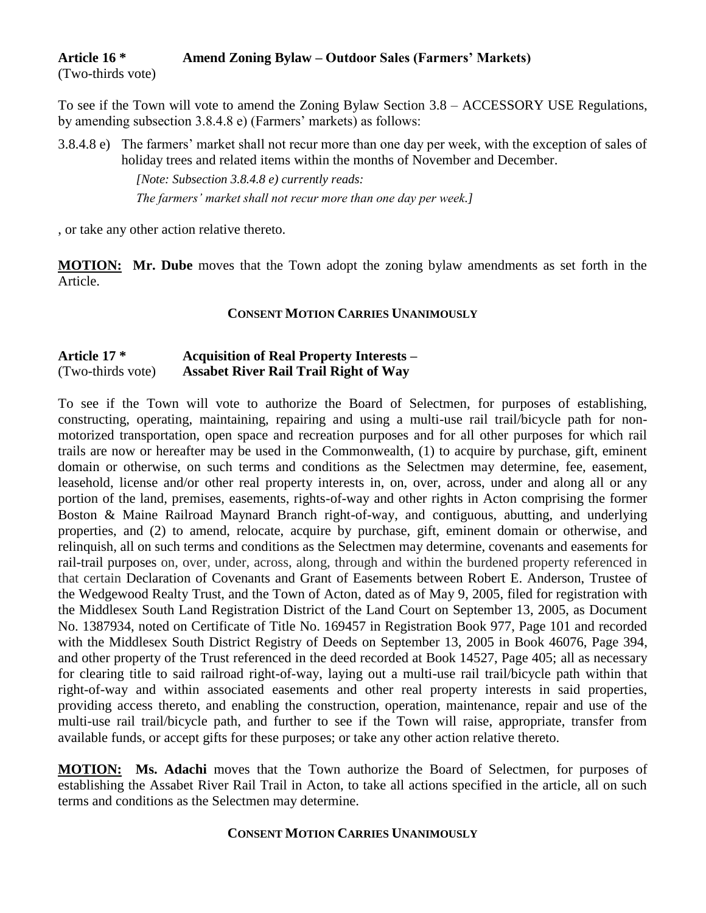**Article 16 * Amend Zoning Bylaw – Outdoor Sales (Farmers' Markets)**
(Two-thirds vote)

To see if the Town will vote to amend the Zoning Bylaw Section 3.8 – ACCESSORY USE Regulations, by amending subsection 3.8.4.8 e) (Farmers' markets) as follows:

3.8.4.8 e) The farmers' market shall not recur more than one day per week, with the exception of sales of holiday trees and related items within the months of November and December.

*[Note: Subsection 3.8.4.8 e) currently reads:*
*The farmers' market shall not recur more than one day per week.]*

, or take any other action relative thereto.

**MOTION:** **Mr. Dube** moves that the Town adopt the zoning bylaw amendments as set forth in the Article.

**CONSENT MOTION CARRIES UNANIMOUSLY**

**Article 17 * Acquisition of Real Property Interests –**
(Two-thirds vote) **Assabet River Rail Trail Right of Way**

To see if the Town will vote to authorize the Board of Selectmen, for purposes of establishing, constructing, operating, maintaining, repairing and using a multi-use rail trail/bicycle path for non-motorized transportation, open space and recreation purposes and for all other purposes for which rail trails are now or hereafter may be used in the Commonwealth, (1) to acquire by purchase, gift, eminent domain or otherwise, on such terms and conditions as the Selectmen may determine, fee, easement, leasehold, license and/or other real property interests in, on, over, across, under and along all or any portion of the land, premises, easements, rights-of-way and other rights in Acton comprising the former Boston & Maine Railroad Maynard Branch right-of-way, and contiguous, abutting, and underlying properties, and (2) to amend, relocate, acquire by purchase, gift, eminent domain or otherwise, and relinquish, all on such terms and conditions as the Selectmen may determine, covenants and easements for rail-trail purposes on, over, under, across, along, through and within the burdened property referenced in that certain Declaration of Covenants and Grant of Easements between Robert E. Anderson, Trustee of the Wedgewood Realty Trust, and the Town of Acton, dated as of May 9, 2005, filed for registration with the Middlesex South Land Registration District of the Land Court on September 13, 2005, as Document No. 1387934, noted on Certificate of Title No. 169457 in Registration Book 977, Page 101 and recorded with the Middlesex South District Registry of Deeds on September 13, 2005 in Book 46076, Page 394, and other property of the Trust referenced in the deed recorded at Book 14527, Page 405; all as necessary for clearing title to said railroad right-of-way, laying out a multi-use rail trail/bicycle path within that right-of-way and within associated easements and other real property interests in said properties, providing access thereto, and enabling the construction, operation, maintenance, repair and use of the multi-use rail trail/bicycle path, and further to see if the Town will raise, appropriate, transfer from available funds, or accept gifts for these purposes; or take any other action relative thereto.

**MOTION:** **Ms. Adachi** moves that the Town authorize the Board of Selectmen, for purposes of establishing the Assabet River Rail Trail in Acton, to take all actions specified in the article, all on such terms and conditions as the Selectmen may determine.

**CONSENT MOTION CARRIES UNANIMOUSLY**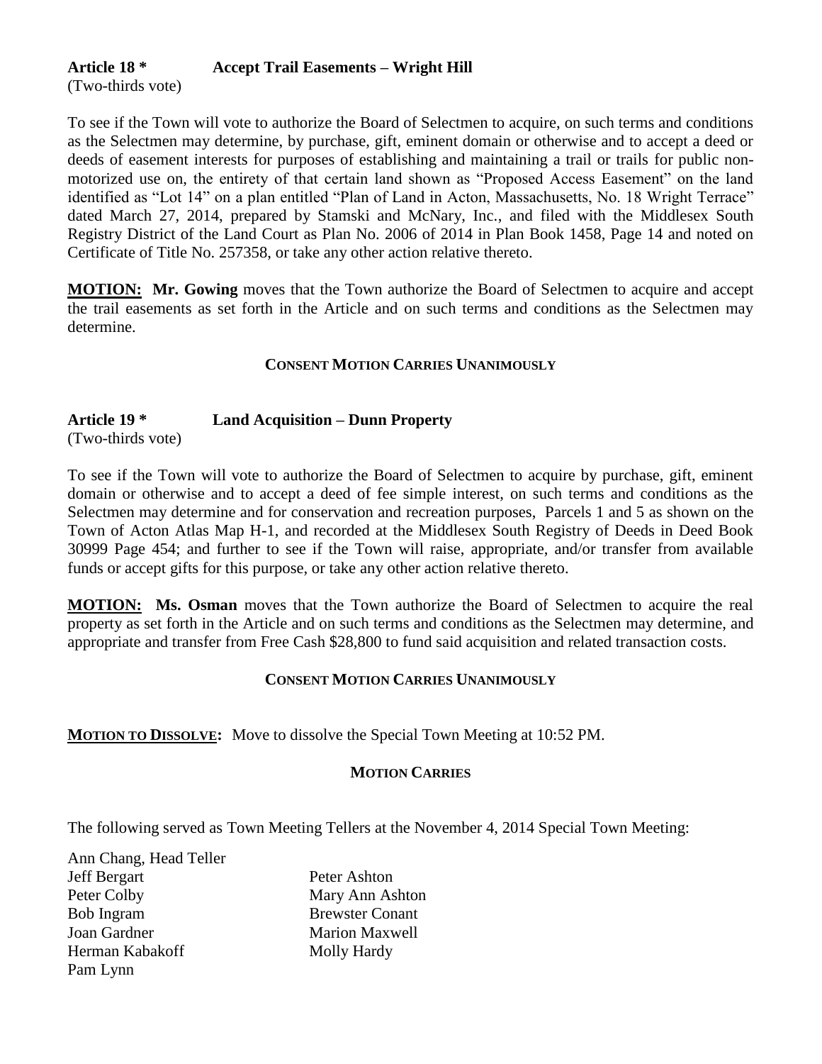**Article 18 *** **Accept Trail Easements – Wright Hill**
(Two-thirds vote)

To see if the Town will vote to authorize the Board of Selectmen to acquire, on such terms and conditions as the Selectmen may determine, by purchase, gift, eminent domain or otherwise and to accept a deed or deeds of easement interests for purposes of establishing and maintaining a trail or trails for public non-motorized use on, the entirety of that certain land shown as "Proposed Access Easement" on the land identified as "Lot 14" on a plan entitled "Plan of Land in Acton, Massachusetts, No. 18 Wright Terrace" dated March 27, 2014, prepared by Stamski and McNary, Inc., and filed with the Middlesex South Registry District of the Land Court as Plan No. 2006 of 2014 in Plan Book 1458, Page 14 and noted on Certificate of Title No. 257358, or take any other action relative thereto.

**MOTION:** **Mr. Gowing** moves that the Town authorize the Board of Selectmen to acquire and accept the trail easements as set forth in the Article and on such terms and conditions as the Selectmen may determine.

**CONSENT MOTION CARRIES UNANIMOUSLY**

**Article 19 *** **Land Acquisition – Dunn Property**
(Two-thirds vote)

To see if the Town will vote to authorize the Board of Selectmen to acquire by purchase, gift, eminent domain or otherwise and to accept a deed of fee simple interest, on such terms and conditions as the Selectmen may determine and for conservation and recreation purposes, Parcels 1 and 5 as shown on the Town of Acton Atlas Map H-1, and recorded at the Middlesex South Registry of Deeds in Deed Book 30999 Page 454; and further to see if the Town will raise, appropriate, and/or transfer from available funds or accept gifts for this purpose, or take any other action relative thereto.

**MOTION:** **Ms. Osman** moves that the Town authorize the Board of Selectmen to acquire the real property as set forth in the Article and on such terms and conditions as the Selectmen may determine, and appropriate and transfer from Free Cash $28,800 to fund said acquisition and related transaction costs.

**CONSENT MOTION CARRIES UNANIMOUSLY**

**MOTION TO DISSOLVE:** Move to dissolve the Special Town Meeting at 10:52 PM.

**MOTION CARRIES**

The following served as Town Meeting Tellers at the November 4, 2014 Special Town Meeting:

Ann Chang, Head Teller
Jeff Bergart
Peter Colby
Bob Ingram
Joan Gardner
Herman Kabakoff
Pam Lynn
Peter Ashton
Mary Ann Ashton
Brewster Conant
Marion Maxwell
Molly Hardy